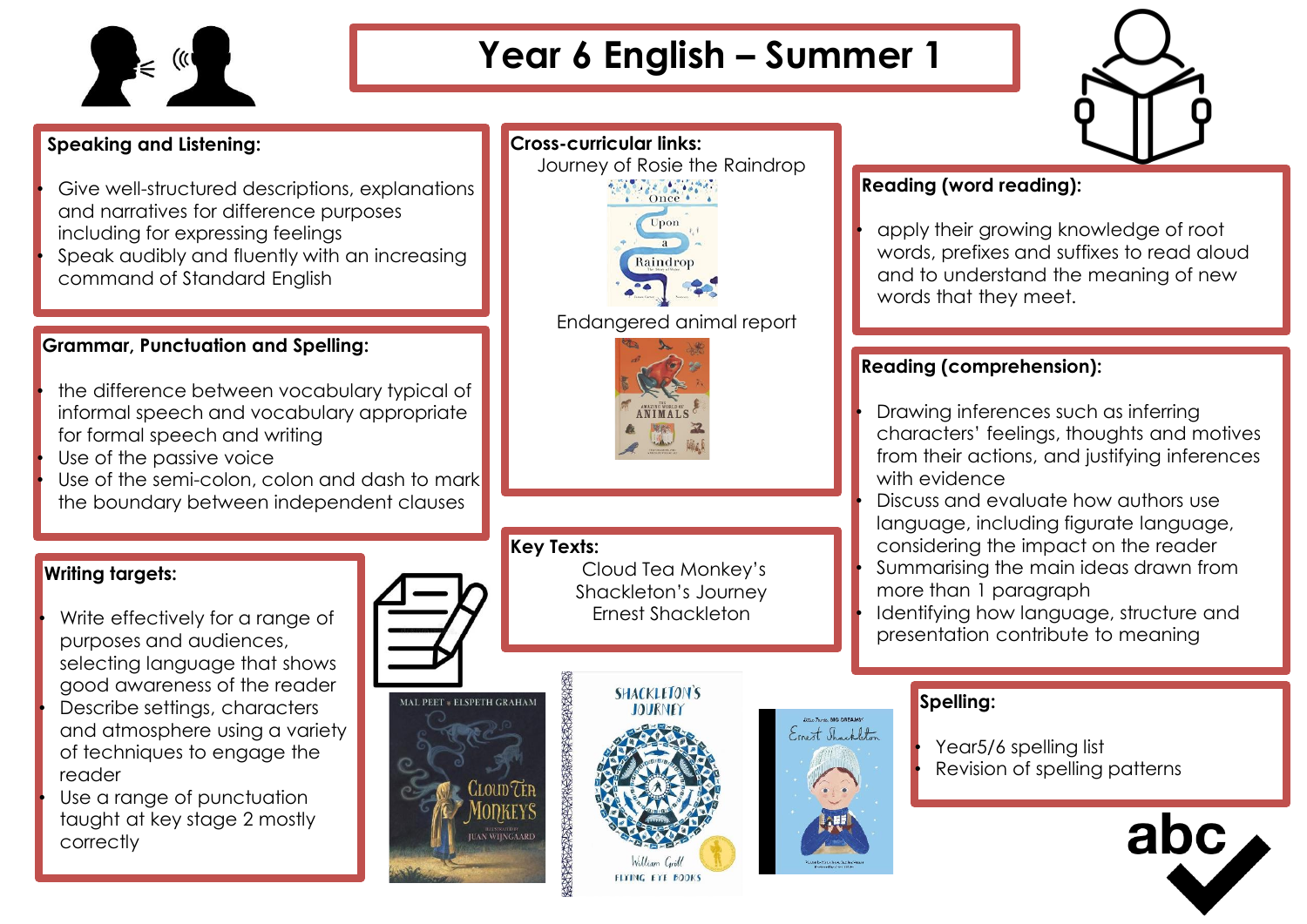# Year 6 English – Summer 1

## Speaking and Listening:

- Give well-structured descriptions, explanations and narratives for difference purposes including for expressing feelings
- Speak audibly and fluently with an increasing command of Standard English

## Grammar, Punctuation and Spelling:

- the difference between vocabulary typical of informal speech and vocabulary appropriate for formal speech and writing
- Use of the passive voice
- Use of the semi-colon, colon and dash to mark the boundary between independent clauses

## Writing targets:

- Write effectively for a range of purposes and audiences, selecting language that shows good awareness of the reader
- Describe settings, characters and atmosphere using a variety of techniques to engage the reader
- Use a range of punctuation taught at key stage 2 mostly correctly

## Cross-curricular links:

Journey of Rosie the Raindrop

Endangered animal report

## Key Texts:

Cloud Tea Monkey's

Shackleton's Journey

Ernest Shackleton

## Reading (word reading):

- apply their growing knowledge of root words, prefixes and suffixes to read aloud and to understand the meaning of new words that they meet.

## Reading (comprehension):

- Drawing inferences such as inferring characters' feelings, thoughts and motives from their actions, and justifying inferences with evidence
- Discuss and evaluate how authors use language, including figurate language, considering the impact on the reader
- Summarising the main ideas drawn from more than 1 paragraph
- Identifying how language, structure and presentation contribute to meaning

## Spelling:

- Year5/6 spelling list
- Revision of spelling patterns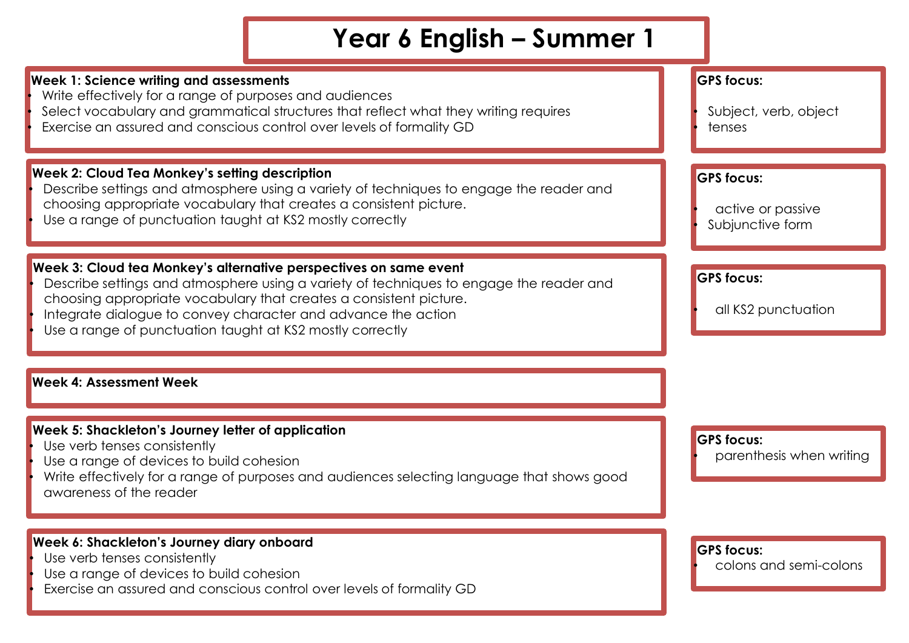# Year 6 English – Summer 1

**Week 1: Science writing and assessments**

- Write effectively for a range of purposes and audiences
- Select vocabulary and grammatical structures that reflect what they writing requires
- Exercise an assured and conscious control over levels of formality GD

**GPS focus:**

- Subject, verb, object
- tenses

**Week 2: Cloud Tea Monkey's setting description**

- Describe settings and atmosphere using a variety of techniques to engage the reader and choosing appropriate vocabulary that creates a consistent picture.
- Use a range of punctuation taught at KS2 mostly correctly

**GPS focus:**

- active or passive
- Subjunctive form

**Week 3: Cloud tea Monkey's alternative perspectives on same event**

- Describe settings and atmosphere using a variety of techniques to engage the reader and choosing appropriate vocabulary that creates a consistent picture.
- Integrate dialogue to convey character and advance the action
- Use a range of punctuation taught at KS2 mostly correctly

**GPS focus:**

- all KS2 punctuation

**Week 4: Assessment Week**

**Week 5: Shackleton's Journey letter of application**

- Use verb tenses consistently
- Use a range of devices to build cohesion
- Write effectively for a range of purposes and audiences selecting language that shows good awareness of the reader

**GPS focus:**

- parenthesis when writing

**Week 6: Shackleton's Journey diary onboard**

- Use verb tenses consistently
- Use a range of devices to build cohesion
- Exercise an assured and conscious control over levels of formality GD

**GPS focus:**

- colons and semi-colons